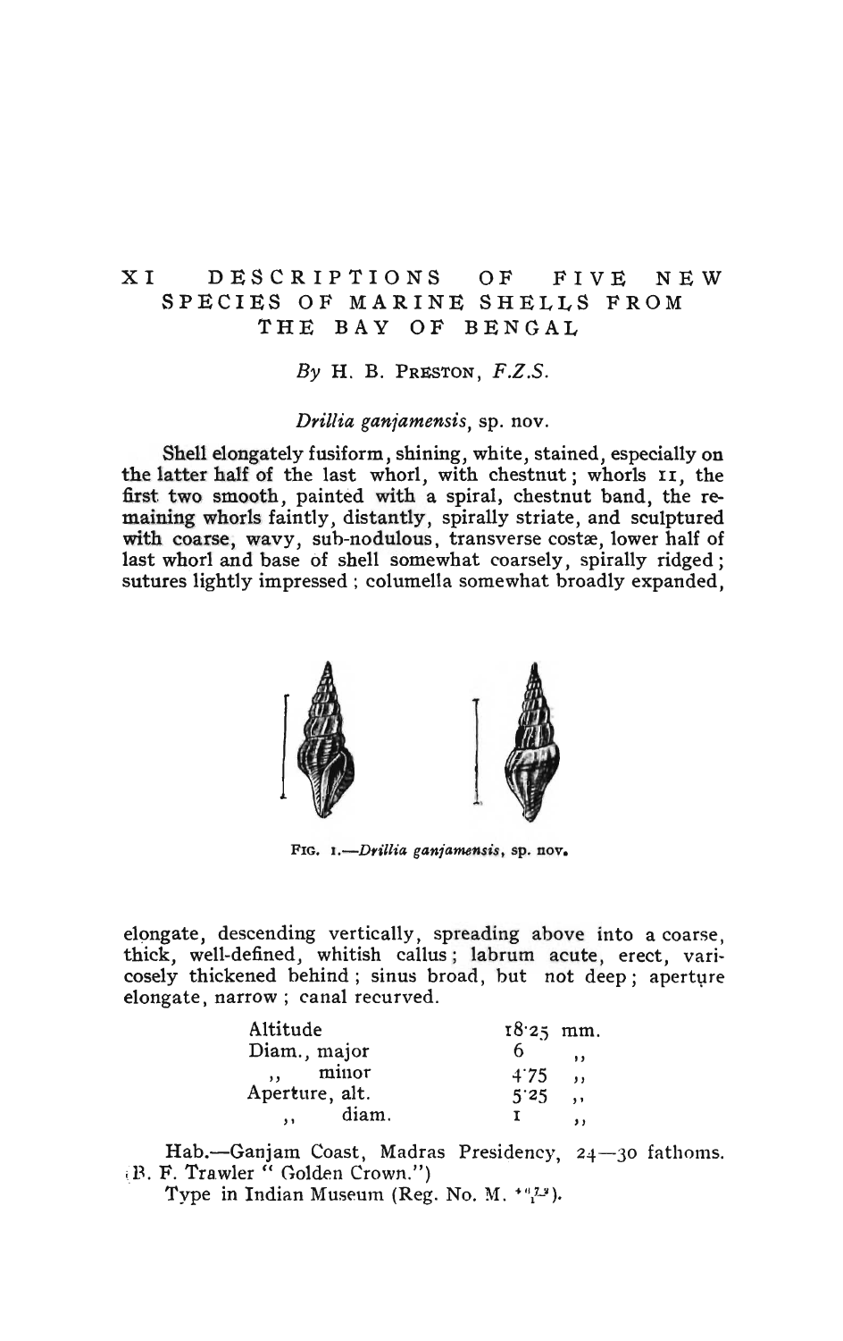# XI DESCRIPTIONS OF FIVE NEW SPECIES OF MARINE SHELLS FROM THE BAY OF BENGAL

*By* H. B. PRESTON, *F.Z.S.*

### *Drillia ganjamensis*, sp. nov.

Shell elongately fusiform, shining, white, stained, especially on the latter half of the last whorl, with chestnut; whorls 11, the first two smooth, painted with a spiral, chestnut band, the remaining whorls faintly, distantly, spirally striate, and sculptured with coarse, wavy, sub-nodulous, transverse costæ, lower half of last whorl and base of shell somewhat coarsely, spirally ridged; sutures lightly impressed; columella somewhat broadly expanded,

FIG. 1.—*Drillia ganjamensis*, sp. nov.

elongate, descending vertically, spreading above into a coarse, thick, well-defined, whitish callus; labrum acute, erect, varicosely thickened behind; sinus broad, but not deep; aperture elongate, narrow; canal recurved.

| | |
|---|---|
| Altitude | 18·25 mm. |
| Diam., major | 6 ,, |
| ,, minor | 4·75 ,, |
| Aperture, alt. | 5·25 ,, |
| ,, diam. | 1 ,, |

Hab.—Ganjam Coast, Madras Presidency, 24—30 fathoms. (B. F. Trawler "Golden Crown.")

Type in Indian Museum (Reg. No. M. $\frac{4172}{1}$).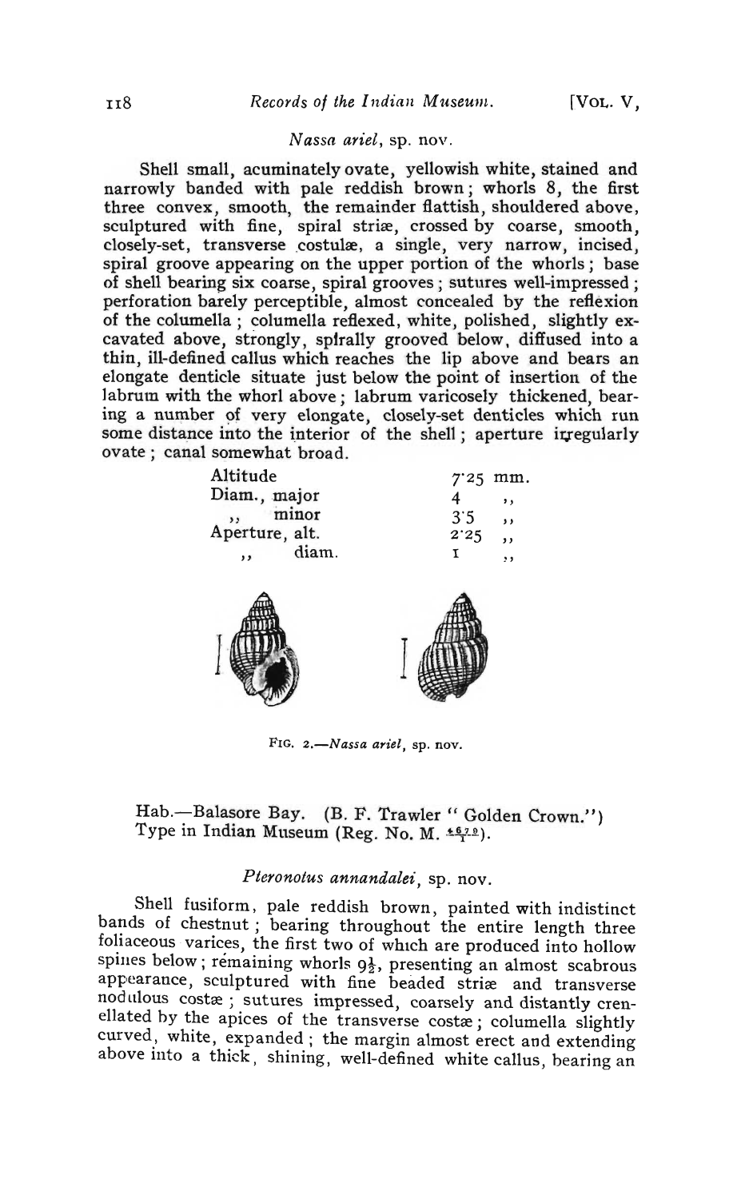*Nassa ariel*, sp. nov.

Shell small, acuminately ovate, yellowish white, stained and narrowly banded with pale reddish brown; whorls 8, the first three convex, smooth, the remainder flattish, shouldered above, sculptured with fine, spiral striæ, crossed by coarse, smooth, closely-set, transverse costulæ, a single, very narrow, incised, spiral groove appearing on the upper portion of the whorls; base of shell bearing six coarse, spiral grooves; sutures well-impressed; perforation barely perceptible, almost concealed by the reflexion of the columella; columella reflexed, white, polished, slightly excavated above, strongly, spirally grooved below, diffused into a thin, ill-defined callus which reaches the lip above and bears an elongate denticle situate just below the point of insertion of the labrum with the whorl above; labrum varicosely thickened, bearing a number of very elongate, closely-set denticles which run some distance into the interior of the shell; aperture irregularly ovate; canal somewhat broad.

| | |
|---|---|
| Altitude | 7·25 mm. |
| Diam., major | 4 ,, |
| ,, minor | 3·5 ,, |
| Aperture, alt. | 2·25 ,, |
| ,, diam. | 1 ,, |

FIG. 2.—*Nassa ariel*, sp. nov.

Hab.—Balasore Bay. (B. F. Trawler "Golden Crown.") Type in Indian Museum (Reg. No. M. $\frac{4679}{1}$).

*Pteronotus annandalei*, sp. nov.

Shell fusiform, pale reddish brown, painted with indistinct bands of chestnut; bearing throughout the entire length three foliaceous varices, the first two of which are produced into hollow spines below; remaining whorls 9½, presenting an almost scabrous appearance, sculptured with fine beaded striæ and transverse nodulous costæ; sutures impressed, coarsely and distantly crenellated by the apices of the transverse costæ; columella slightly curved, white, expanded; the margin almost erect and extending above into a thick, shining, well-defined white callus, bearing an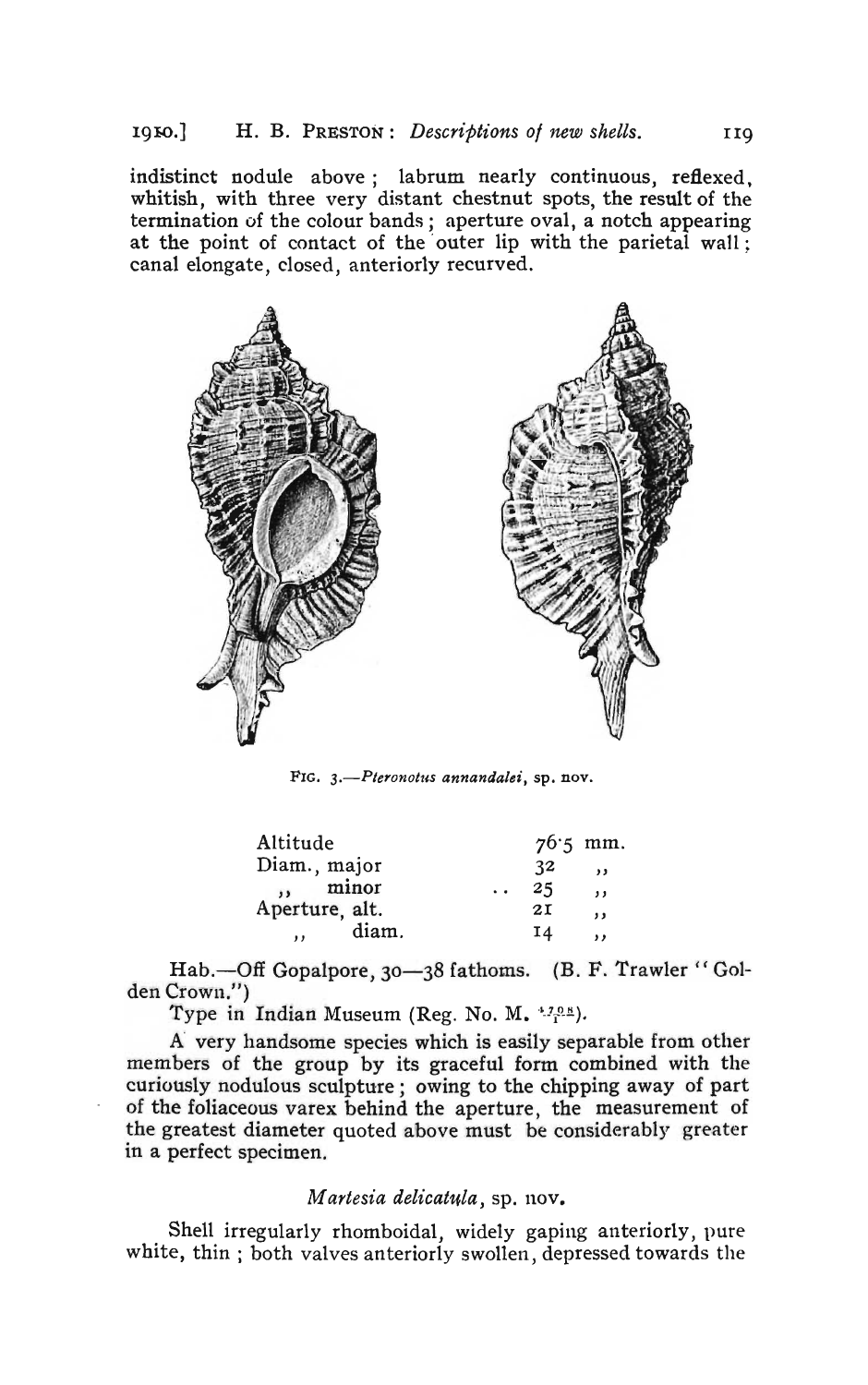indistinct nodule above; labrum nearly continuous, reflexed, whitish, with three very distant chestnut spots, the result of the termination of the colour bands; aperture oval, a notch appearing at the point of contact of the outer lip with the parietal wall; canal elongate, closed, anteriorly recurved.

FIG. 3.—*Pteronotus annandalei*, sp. nov.

| | |
|---|---|
| Altitude | 76·5 mm. |
| Diam., major | 32 ,, |
| ,, minor | 25 ,, |
| Aperture, alt. | 21 ,, |
| ,, diam. | 14 ,, |

Hab.—Off Gopalpore, 30—38 fathoms. (B. F. Trawler "Golden Crown.")

Type in Indian Museum (Reg. No. M. $\frac{4708}{1}$).

A very handsome species which is easily separable from other members of the group by its graceful form combined with the curiously nodulous sculpture; owing to the chipping away of part of the foliaceous varex behind the aperture, the measurement of the greatest diameter quoted above must be considerably greater in a perfect specimen.

### *Martesia delicatula*, sp. nov.

Shell irregularly rhomboidal, widely gaping anteriorly, pure white, thin; both valves anteriorly swollen, depressed towards the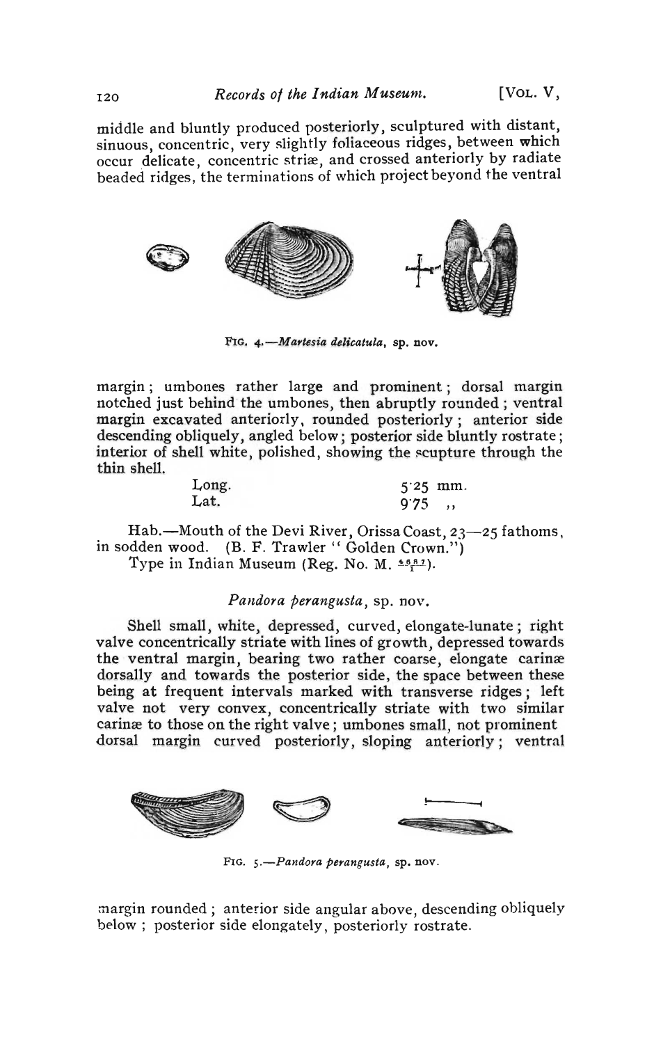middle and bluntly produced posteriorly, sculptured with distant, sinuous, concentric, very slightly foliaceous ridges, between which occur delicate, concentric striæ, and crossed anteriorly by radiate beaded ridges, the terminations of which project beyond the ventral

FIG. 4.—*Martesia delicatula*, sp. nov.

margin; umbones rather large and prominent; dorsal margin notched just behind the umbones, then abruptly rounded; ventral margin excavated anteriorly, rounded posteriorly; anterior side descending obliquely, angled below; posterior side bluntly rostrate; interior of shell white, polished, showing the scupture through the thin shell.

| | |
|---|---|
| Long. | 5·25 mm. |
| Lat. | 9·75 ,, |

Hab.—Mouth of the Devi River, Orissa Coast, 23—25 fathoms, in sodden wood. (B. F. Trawler "Golden Crown.")

Type in Indian Museum (Reg. No. M. $\frac{4687}{1}$).

### *Pandora perangusta*, sp. nov.

Shell small, white, depressed, curved, elongate-lunate; right valve concentrically striate with lines of growth, depressed towards the ventral margin, bearing two rather coarse, elongate carinæ dorsally and towards the posterior side, the space between these being at frequent intervals marked with transverse ridges; left valve not very convex, concentrically striate with two similar carinæ to those on the right valve; umbones small, not prominent dorsal margin curved posteriorly, sloping anteriorly; ventral

FIG. 5.—*Pandora perangusta*, sp. nov.

margin rounded; anterior side angular above, descending obliquely below; posterior side elongately, posteriorly rostrate.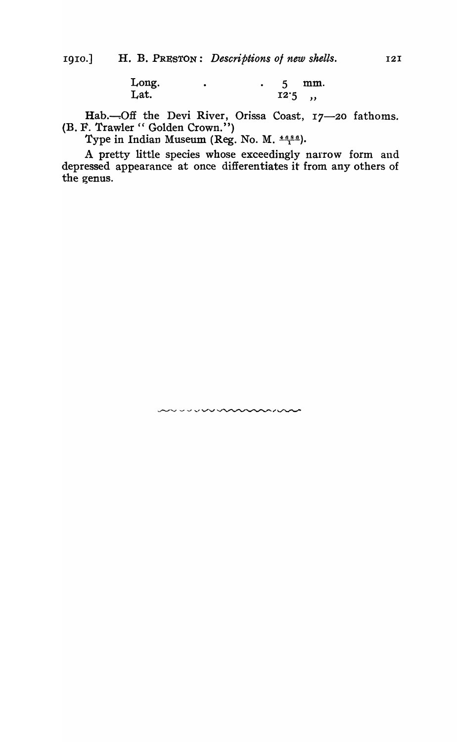Long. . . 5 mm.
Lat. 12·5 „

Hab.—Off the Devi River, Orissa Coast, 17—20 fathoms. (B. F. Trawler "Golden Crown.")

Type in Indian Museum (Reg. No. M. $\frac{4686}{1}$).

A pretty little species whose exceedingly narrow form and depressed appearance at once differentiates it from any others of the genus.